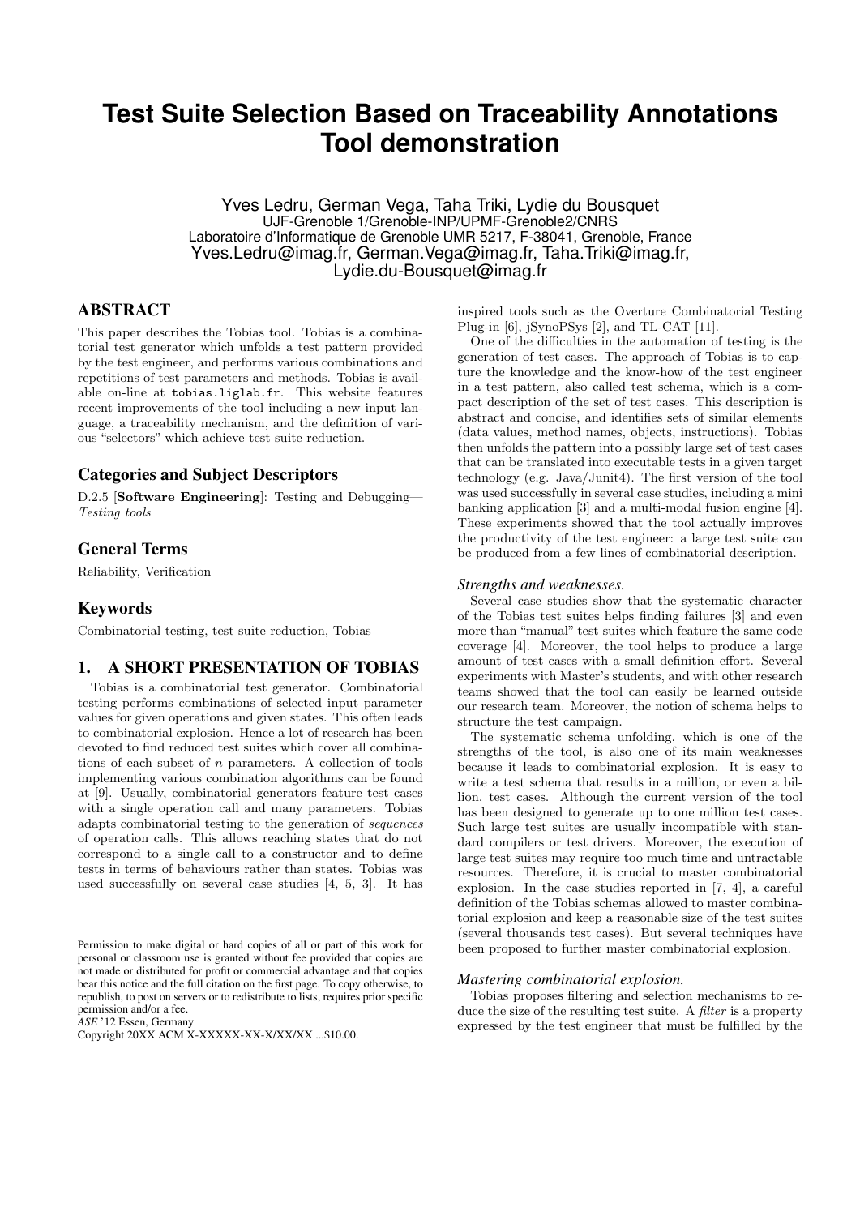# Test Suite Selection Based on Traceability Annotations
# Tool demonstration

Yves Ledru, German Vega, Taha Triki, Lydie du Bousquet
UJF-Grenoble 1/Grenoble-INP/UPMF-Grenoble2/CNRS
Laboratoire d'Informatique de Grenoble UMR 5217, F-38041, Grenoble, France
Yves.Ledru@imag.fr, German.Vega@imag.fr, Taha.Triki@imag.fr,
Lydie.du-Bousquet@imag.fr

## ABSTRACT

This paper describes the Tobias tool. Tobias is a combinatorial test generator which unfolds a test pattern provided by the test engineer, and performs various combinations and repetitions of test parameters and methods. Tobias is available on-line at `tobias.liglab.fr`. This website features recent improvements of the tool including a new input language, a traceability mechanism, and the definition of various "selectors" which achieve test suite reduction.

## Categories and Subject Descriptors

D.2.5 [**Software Engineering**]: Testing and Debugging—*Testing tools*

## General Terms

Reliability, Verification

## Keywords

Combinatorial testing, test suite reduction, Tobias

## 1. A SHORT PRESENTATION OF TOBIAS

Tobias is a combinatorial test generator. Combinatorial testing performs combinations of selected input parameter values for given operations and given states. This often leads to combinatorial explosion. Hence a lot of research has been devoted to find reduced test suites which cover all combinations of each subset of $n$ parameters. A collection of tools implementing various combination algorithms can be found at [9]. Usually, combinatorial generators feature test cases with a single operation call and many parameters. Tobias adapts combinatorial testing to the generation of *sequences* of operation calls. This allows reaching states that do not correspond to a single call to a constructor and to define tests in terms of behaviours rather than states. Tobias was used successfully on several case studies [4, 5, 3]. It has inspired tools such as the Overture Combinatorial Testing Plug-in [6], jSynoPSys [2], and TL-CAT [11].

One of the difficulties in the automation of testing is the generation of test cases. The approach of Tobias is to capture the knowledge and the know-how of the test engineer in a test pattern, also called test schema, which is a compact description of the set of test cases. This description is abstract and concise, and identifies sets of similar elements (data values, method names, objects, instructions). Tobias then unfolds the pattern into a possibly large set of test cases that can be translated into executable tests in a given target technology (e.g. Java/Junit4). The first version of the tool was used successfully in several case studies, including a mini banking application [3] and a multi-modal fusion engine [4]. These experiments showed that the tool actually improves the productivity of the test engineer: a large test suite can be produced from a few lines of combinatorial description.

### *Strengths and weaknesses.*

Several case studies show that the systematic character of the Tobias test suites helps finding failures [3] and even more than "manual" test suites which feature the same code coverage [4]. Moreover, the tool helps to produce a large amount of test cases with a small definition effort. Several experiments with Master's students, and with other research teams showed that the tool can easily be learned outside our research team. Moreover, the notion of schema helps to structure the test campaign.

The systematic schema unfolding, which is one of the strengths of the tool, is also one of its main weaknesses because it leads to combinatorial explosion. It is easy to write a test schema that results in a million, or even a billion, test cases. Although the current version of the tool has been designed to generate up to one million test cases. Such large test suites are usually incompatible with standard compilers or test drivers. Moreover, the execution of large test suites may require too much time and untractable resources. Therefore, it is crucial to master combinatorial explosion. In the case studies reported in [7, 4], a careful definition of the Tobias schemas allowed to master combinatorial explosion and keep a reasonable size of the test suites (several thousands test cases). But several techniques have been proposed to further master combinatorial explosion.

### *Mastering combinatorial explosion.*

Tobias proposes filtering and selection mechanisms to reduce the size of the resulting test suite. A *filter* is a property expressed by the test engineer that must be fulfilled by the

Permission to make digital or hard copies of all or part of this work for personal or classroom use is granted without fee provided that copies are not made or distributed for profit or commercial advantage and that copies bear this notice and the full citation on the first page. To copy otherwise, to republish, to post on servers or to redistribute to lists, requires prior specific permission and/or a fee.
*ASE* '12 Essen, Germany
Copyright 20XX ACM X-XXXXX-XX-X/XX/XX ...$10.00.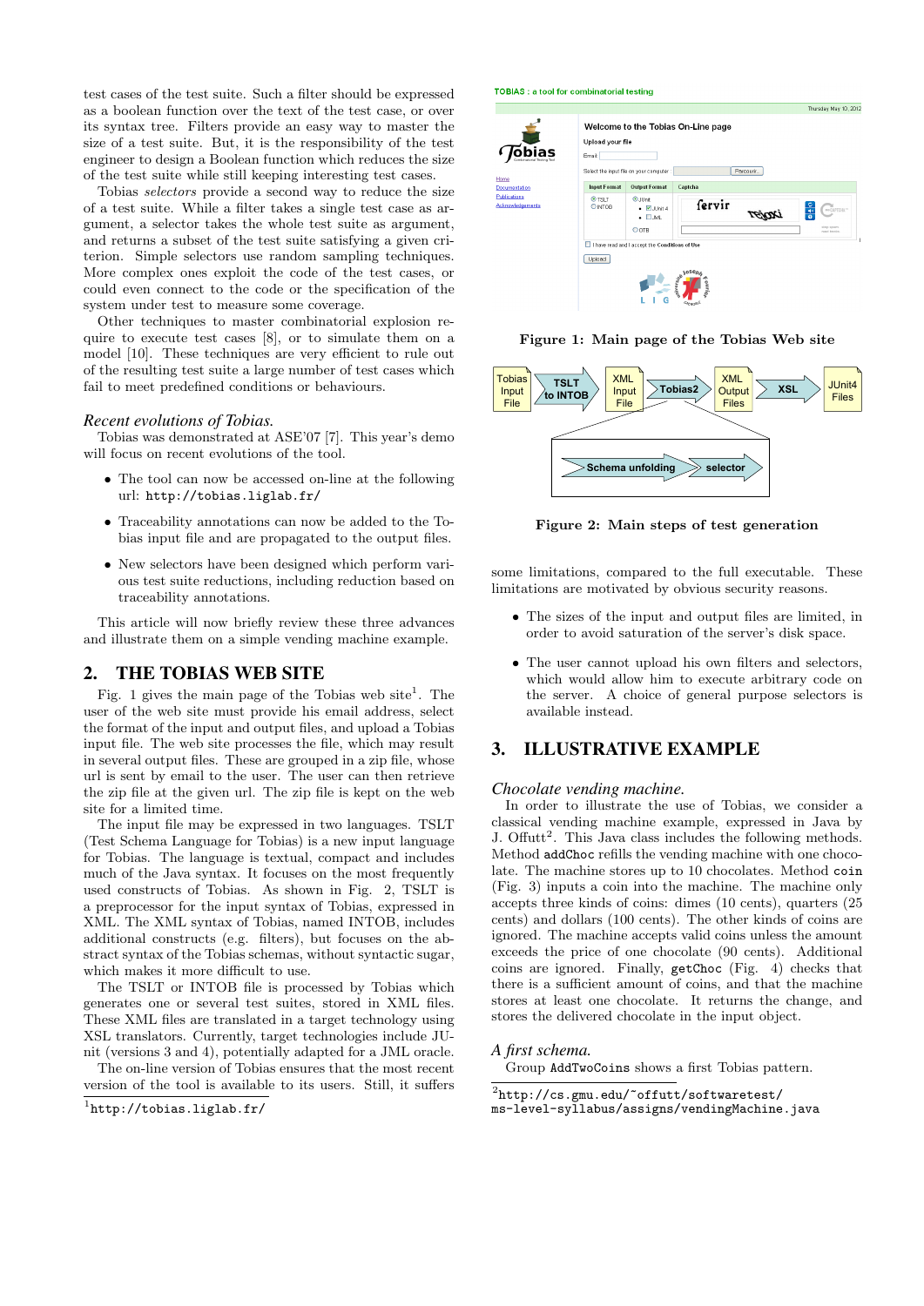test cases of the test suite. Such a filter should be expressed as a boolean function over the text of the test case, or over its syntax tree. Filters provide an easy way to master the size of a test suite. But, it is the responsibility of the test engineer to design a Boolean function which reduces the size of the test suite while still keeping interesting test cases.

Tobias *selectors* provide a second way to reduce the size of a test suite. While a filter takes a single test case as argument, a selector takes the whole test suite as argument, and returns a subset of the test suite satisfying a given criterion. Simple selectors use random sampling techniques. More complex ones exploit the code of the test cases, or could even connect to the code or the specification of the system under test to measure some coverage.

Other techniques to master combinatorial explosion require to execute test cases [8], or to simulate them on a model [10]. These techniques are very efficient to rule out of the resulting test suite a large number of test cases which fail to meet predefined conditions or behaviours.

### *Recent evolutions of Tobias.*

Tobias was demonstrated at ASE'07 [7]. This year's demo will focus on recent evolutions of the tool.

- The tool can now be accessed on-line at the following url: `http://tobias.liglab.fr/`
- Traceability annotations can now be added to the Tobias input file and are propagated to the output files.
- New selectors have been designed which perform various test suite reductions, including reduction based on traceability annotations.

This article will now briefly review these three advances and illustrate them on a simple vending machine example.

## 2. THE TOBIAS WEB SITE

Fig. 1 gives the main page of the Tobias web site[1]. The user of the web site must provide his email address, select the format of the input and output files, and upload a Tobias input file. The web site processes the file, which may result in several output files. These are grouped in a zip file, whose url is sent by email to the user. The user can then retrieve the zip file at the given url. The zip file is kept on the web site for a limited time.

The input file may be expressed in two languages. TSLT (Test Schema Language for Tobias) is a new input language for Tobias. The language is textual, compact and includes much of the Java syntax. It focuses on the most frequently used constructs of Tobias. As shown in Fig. 2, TSLT is a preprocessor for the input syntax of Tobias, expressed in XML. The XML syntax of Tobias, named INTOB, includes additional constructs (e.g. filters), but focuses on the abstract syntax of the Tobias schemas, without syntactic sugar, which makes it more difficult to use.

The TSLT or INTOB file is processed by Tobias which generates one or several test suites, stored in XML files. These XML files are translated in a target technology using XSL translators. Currently, target technologies include JUnit (versions 3 and 4), potentially adapted for a JML oracle.

The on-line version of Tobias ensures that the most recent version of the tool is available to its users. Still, it suffers some limitations, compared to the full executable. These limitations are motivated by obvious security reasons.

[1] `http://tobias.liglab.fr/`

Figure 1: Main page of the Tobias Web site

Figure 2: Main steps of test generation

- The sizes of the input and output files are limited, in order to avoid saturation of the server's disk space.
- The user cannot upload his own filters and selectors, which would allow him to execute arbitrary code on the server. A choice of general purpose selectors is available instead.

## 3. ILLUSTRATIVE EXAMPLE

### *Chocolate vending machine.*

In order to illustrate the use of Tobias, we consider a classical vending machine example, expressed in Java by J. Offutt[2]. This Java class includes the following methods. Method `addChoc` refills the vending machine with one chocolate. The machine stores up to 10 chocolates. Method `coin` (Fig. 3) inputs a coin into the machine. The machine only accepts three kinds of coins: dimes (10 cents), quarters (25 cents) and dollars (100 cents). The other kinds of coins are ignored. The machine accepts valid coins unless the amount exceeds the price of one chocolate (90 cents). Additional coins are ignored. Finally, `getChoc` (Fig. 4) checks that there is a sufficient amount of coins, and that the machine stores at least one chocolate. It returns the change, and stores the delivered chocolate in the input object.

### *A first schema.*

Group `AddTwoCoins` shows a first Tobias pattern.

[2] `http://cs.gmu.edu/~offutt/softwaretest/ms-level-syllabus/assigns/vendingMachine.java`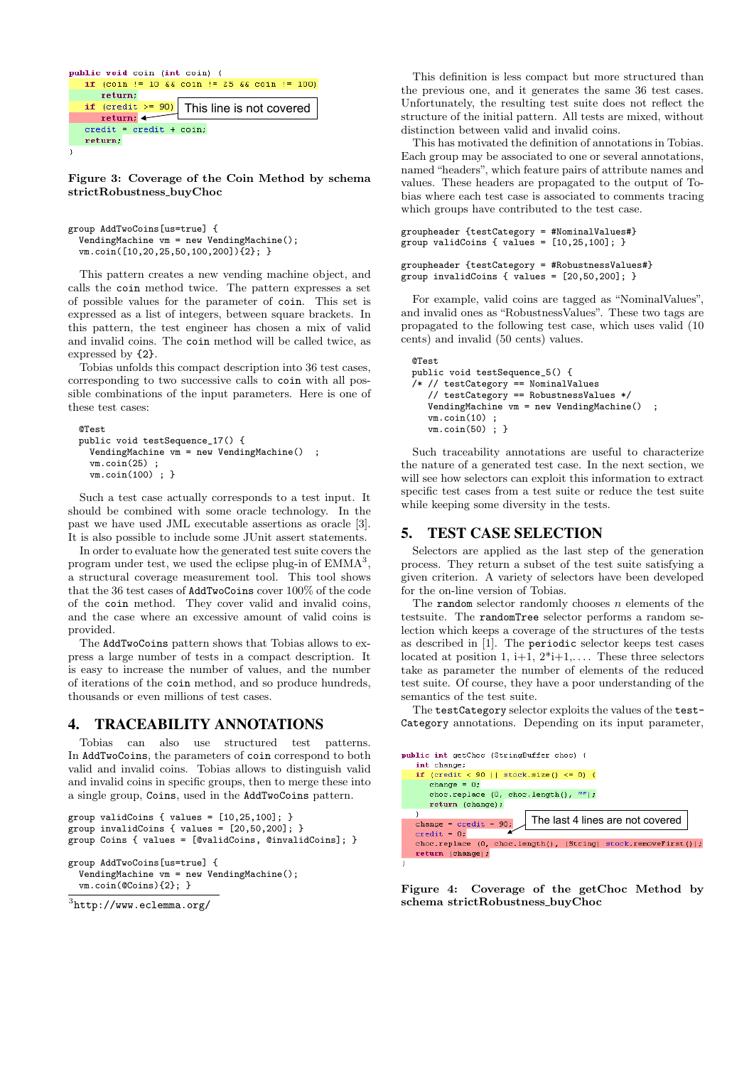```
public void coin (int coin) {
    if (coin != 10 && coin != 25 && coin != 100)
        return;
    if (credit >= 90)
        return;            // This line is not covered
    credit = credit + coin;
    return;
}
```

**Figure 3: Coverage of the Coin Method by schema strictRobustness_buyChoc**

```
group AddTwoCoins[us=true] {
  VendingMachine vm = new VendingMachine();
  vm.coin([10,20,25,50,100,200]){2}; }
```

This pattern creates a new vending machine object, and calls the `coin` method twice. The pattern expresses a set of possible values for the parameter of `coin`. This set is expressed as a list of integers, between square brackets. In this pattern, the test engineer has chosen a mix of valid and invalid coins. The `coin` method will be called twice, as expressed by `{2}`.

Tobias unfolds this compact description into 36 test cases, corresponding to two successive calls to `coin` with all possible combinations of the input parameters. Here is one of these test cases:

```
@Test
public void testSequence_17() {
  VendingMachine vm = new VendingMachine()  ;
  vm.coin(25) ;
  vm.coin(100) ; }
```

Such a test case actually corresponds to a test input. It should be combined with some oracle technology. In the past we have used JML executable assertions as oracle [3]. It is also possible to include some JUnit assert statements.

In order to evaluate how the generated test suite covers the program under test, we used the eclipse plug-in of EMMA[3], a structural coverage measurement tool. This tool shows that the 36 test cases of `AddTwoCoins` cover 100% of the code of the `coin` method. They cover valid and invalid coins, and the case where an excessive amount of valid coins is provided.

The `AddTwoCoins` pattern shows that Tobias allows to express a large number of tests in a compact description. It is easy to increase the number of values, and the number of iterations of the `coin` method, and so produce hundreds, thousands or even millions of test cases.

## 4. TRACEABILITY ANNOTATIONS

Tobias can also use structured test patterns. In `AddTwoCoins`, the parameters of `coin` correspond to both valid and invalid coins. Tobias allows to distinguish valid and invalid coins in specific groups, then to merge these into a single group, `Coins`, used in the `AddTwoCoins` pattern.

```
group validCoins { values = [10,25,100]; }
group invalidCoins { values = [20,50,200]; }
group Coins { values = [@validCoins, @invalidCoins]; }

group AddTwoCoins[us=true] {
  VendingMachine vm = new VendingMachine();
  vm.coin(@Coins){2}; }
```

[3] http://www.eclemma.org/

This definition is less compact but more structured than the previous one, and it generates the same 36 test cases. Unfortunately, the resulting test suite does not reflect the structure of the initial pattern. All tests are mixed, without distinction between valid and invalid coins.

This has motivated the definition of annotations in Tobias. Each group may be associated to one or several annotations, named "headers", which feature pairs of attribute names and values. These headers are propagated to the output of Tobias where each test case is associated to comments tracing which groups have contributed to the test case.

```
groupheader {testCategory = #NominalValues#}
group validCoins { values = [10,25,100]; }

groupheader {testCategory = #RobustnessValues#}
group invalidCoins { values = [20,50,200]; }
```

For example, valid coins are tagged as "NominalValues", and invalid ones as "RobustnessValues". These two tags are propagated to the following test case, which uses valid (10 cents) and invalid (50 cents) values.

```
@Test
public void testSequence_5() {
/* // testCategory == NominalValues
   // testCategory == RobustnessValues */
   VendingMachine vm = new VendingMachine()  ;
   vm.coin(10) ;
   vm.coin(50) ; }
```

Such traceability annotations are useful to characterize the nature of a generated test case. In the next section, we will see how selectors can exploit this information to extract specific test cases from a test suite or reduce the test suite while keeping some diversity in the tests.

## 5. TEST CASE SELECTION

Selectors are applied as the last step of the generation process. They return a subset of the test suite satisfying a given criterion. A variety of selectors have been developed for the on-line version of Tobias.

The `random` selector randomly chooses $n$ elements of the testsuite. The `randomTree` selector performs a random selection which keeps a coverage of the structures of the tests as described in [1]. The `periodic` selector keeps test cases located at position 1, i+1, 2*i+1,.... These three selectors take as parameter the number of elements of the reduced test suite. Of course, they have a poor understanding of the semantics of the test suite.

The `testCategory` selector exploits the values of the `testCategory` annotations. Depending on its input parameter,

```
public int getChoc (StringBuffer choc) {
    int change;
    if (credit < 90 || stock.size() <= 0) {
        change = 0;
        choc.replace (0, choc.length(), "");
        return (change);
    }
    change = credit - 90;         // The last 4 lines are not covered
    credit = 0;
    choc.replace (0, choc.length(), (String) stock.removeFirst());
    return (change);
}
```

**Figure 4: Coverage of the getChoc Method by schema strictRobustness_buyChoc**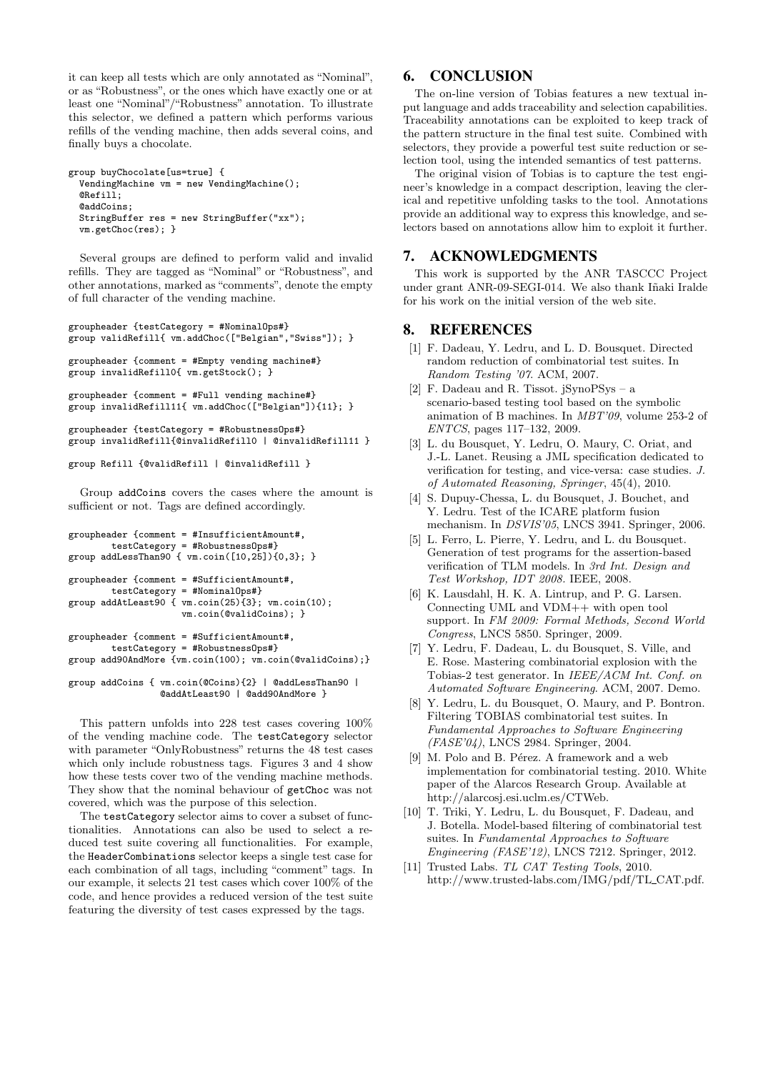it can keep all tests which are only annotated as "Nominal", or as "Robustness", or the ones which have exactly one or at least one "Nominal"/"Robustness" annotation. To illustrate this selector, we defined a pattern which performs various refills of the vending machine, then adds several coins, and finally buys a chocolate.

```
group buyChocolate[us=true] {
  VendingMachine vm = new VendingMachine();
  @Refill;
  @addCoins;
  StringBuffer res = new StringBuffer("xx");
  vm.getChoc(res); }
```

Several groups are defined to perform valid and invalid refills. They are tagged as "Nominal" or "Robustness", and other annotations, marked as "comments", denote the empty of full character of the vending machine.

```
groupheader {testCategory = #NominalOps#}
group validRefill{ vm.addChoc(["Belgian","Swiss"]); }

groupheader {comment = #Empty vending machine#}
group invalidRefill0{ vm.getStock(); }

groupheader {comment = #Full vending machine#}
group invalidRefill11{ vm.addChoc(["Belgian"]){11}; }

groupheader {testCategory = #RobustnessOps#}
group invalidRefill{@invalidRefill0 | @invalidRefill11 }

group Refill {@validRefill | @invalidRefill }
```

Group addCoins covers the cases where the amount is sufficient or not. Tags are defined accordingly.

```
groupheader {comment = #InsufficientAmount#,
        testCategory = #RobustnessOps#}
group addLessThan90 { vm.coin([10,25]){0,3}; }

groupheader {comment = #SufficientAmount#,
        testCategory = #NominalOps#}
group addAtLeast90 { vm.coin(25){3}; vm.coin(10);
                    vm.coin(@validCoins); }

groupheader {comment = #SufficientAmount#,
        testCategory = #RobustnessOps#}
group add90AndMore {vm.coin(100); vm.coin(@validCoins);}

group addCoins { vm.coin(@Coins){2} | @addLessThan90 |
                @addAtLeast90 | @add90AndMore }
```

This pattern unfolds into 228 test cases covering 100% of the vending machine code. The testCategory selector with parameter "OnlyRobustness" returns the 48 test cases which only include robustness tags. Figures 3 and 4 show how these tests cover two of the vending machine methods. They show that the nominal behaviour of getChoc was not covered, which was the purpose of this selection.

The testCategory selector aims to cover a subset of functionalities. Annotations can also be used to select a reduced test suite covering all functionalities. For example, the HeaderCombinations selector keeps a single test case for each combination of all tags, including "comment" tags. In our example, it selects 21 test cases which cover 100% of the code, and hence provides a reduced version of the test suite featuring the diversity of test cases expressed by the tags.

## 6. CONCLUSION

The on-line version of Tobias features a new textual input language and adds traceability and selection capabilities. Traceability annotations can be exploited to keep track of the pattern structure in the final test suite. Combined with selectors, they provide a powerful test suite reduction or selection tool, using the intended semantics of test patterns.

The original vision of Tobias is to capture the test engineer's knowledge in a compact description, leaving the clerical and repetitive unfolding tasks to the tool. Annotations provide an additional way to express this knowledge, and selectors based on annotations allow him to exploit it further.

## 7. ACKNOWLEDGMENTS

This work is supported by the ANR TASCCC Project under grant ANR-09-SEGI-014. We also thank Iñaki Iralde for his work on the initial version of the web site.

## 8. REFERENCES

[1] F. Dadeau, Y. Ledru, and L. D. Bousquet. Directed random reduction of combinatorial test suites. In *Random Testing '07*. ACM, 2007.

[2] F. Dadeau and R. Tissot. jSynoPSys – a scenario-based testing tool based on the symbolic animation of B machines. In *MBT'09*, volume 253-2 of *ENTCS*, pages 117–132, 2009.

[3] L. du Bousquet, Y. Ledru, O. Maury, C. Oriat, and J.-L. Lanet. Reusing a JML specification dedicated to verification for testing, and vice-versa: case studies. *J. of Automated Reasoning, Springer*, 45(4), 2010.

[4] S. Dupuy-Chessa, L. du Bousquet, J. Bouchet, and Y. Ledru. Test of the ICARE platform fusion mechanism. In *DSVIS'05*, LNCS 3941. Springer, 2006.

[5] L. Ferro, L. Pierre, Y. Ledru, and L. du Bousquet. Generation of test programs for the assertion-based verification of TLM models. In *3rd Int. Design and Test Workshop, IDT 2008*. IEEE, 2008.

[6] K. Lausdahl, H. K. A. Lintrup, and P. G. Larsen. Connecting UML and VDM++ with open tool support. In *FM 2009: Formal Methods, Second World Congress*, LNCS 5850. Springer, 2009.

[7] Y. Ledru, F. Dadeau, L. du Bousquet, S. Ville, and E. Rose. Mastering combinatorial explosion with the Tobias-2 test generator. In *IEEE/ACM Int. Conf. on Automated Software Engineering*. ACM, 2007. Demo.

[8] Y. Ledru, L. du Bousquet, O. Maury, and P. Bontron. Filtering TOBIAS combinatorial test suites. In *Fundamental Approaches to Software Engineering (FASE'04)*, LNCS 2984. Springer, 2004.

[9] M. Polo and B. Pérez. A framework and a web implementation for combinatorial testing. 2010. White paper of the Alarcos Research Group. Available at http://alarcosj.esi.uclm.es/CTWeb.

[10] T. Triki, Y. Ledru, L. du Bousquet, F. Dadeau, and J. Botella. Model-based filtering of combinatorial test suites. In *Fundamental Approaches to Software Engineering (FASE'12)*, LNCS 7212. Springer, 2012.

[11] Trusted Labs. *TL CAT Testing Tools*, 2010. http://www.trusted-labs.com/IMG/pdf/TL_CAT.pdf.